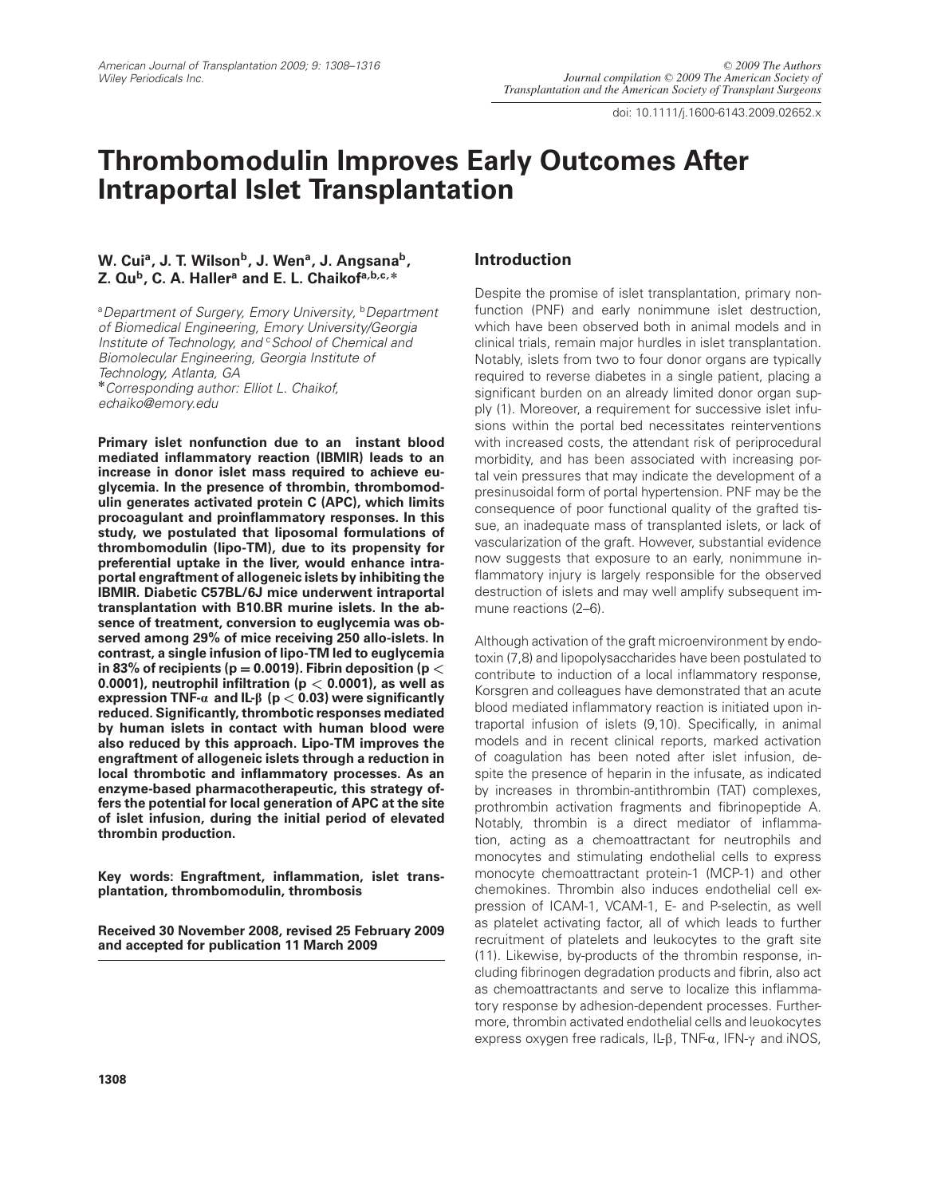doi: 10.1111/j.1600-6143.2009.02652.x

# Thrombomodulin Improves Early Outcomes After Intraportal Islet Transplantation

**W. Cui[a], J. T. Wilson[b], J. Wen[a], J. Angsana[b], Z. Qu[b], C. A. Haller[a] and E. L. Chaikof[a,b,c,*]**

[a]*Department of Surgery, Emory University,* [b]*Department of Biomedical Engineering, Emory University/Georgia Institute of Technology, and* [c]*School of Chemical and Biomolecular Engineering, Georgia Institute of Technology, Atlanta, GA*
*Corresponding author: Elliot L. Chaikof, echaiko@emory.edu*

**Primary islet nonfunction due to an instant blood mediated inflammatory reaction (IBMIR) leads to an increase in donor islet mass required to achieve euglycemia. In the presence of thrombin, thrombomodulin generates activated protein C (APC), which limits procoagulant and proinflammatory responses. In this study, we postulated that liposomal formulations of thrombomodulin (lipo-TM), due to its propensity for preferential uptake in the liver, would enhance intraportal engraftment of allogeneic islets by inhibiting the IBMIR. Diabetic C57BL/6J mice underwent intraportal transplantation with B10.BR murine islets. In the absence of treatment, conversion to euglycemia was observed among 29% of mice receiving 250 allo-islets. In contrast, a single infusion of lipo-TM led to euglycemia in 83% of recipients ($p = 0.0019$). Fibrin deposition ($p < 0.0001$), neutrophil infiltration ($p < 0.0001$), as well as expression TNF-$\alpha$ and IL-$\beta$ ($p < 0.03$) were significantly reduced. Significantly, thrombotic responses mediated by human islets in contact with human blood were also reduced by this approach. Lipo-TM improves the engraftment of allogeneic islets through a reduction in local thrombotic and inflammatory processes. As an enzyme-based pharmacotherapeutic, this strategy offers the potential for local generation of APC at the site of islet infusion, during the initial period of elevated thrombin production.**

**Key words: Engraftment, inflammation, islet transplantation, thrombomodulin, thrombosis**

**Received 30 November 2008, revised 25 February 2009 and accepted for publication 11 March 2009**

## Introduction

Despite the promise of islet transplantation, primary nonfunction (PNF) and early nonimmune islet destruction, which have been observed both in animal models and in clinical trials, remain major hurdles in islet transplantation. Notably, islets from two to four donor organs are typically required to reverse diabetes in a single patient, placing a significant burden on an already limited donor organ supply (1). Moreover, a requirement for successive islet infusions within the portal bed necessitates reinterventions with increased costs, the attendant risk of periprocedural morbidity, and has been associated with increasing portal vein pressures that may indicate the development of a presinusoidal form of portal hypertension. PNF may be the consequence of poor functional quality of the grafted tissue, an inadequate mass of transplanted islets, or lack of vascularization of the graft. However, substantial evidence now suggests that exposure to an early, nonimmune inflammatory injury is largely responsible for the observed destruction of islets and may well amplify subsequent immune reactions (2–6).

Although activation of the graft microenvironment by endotoxin (7,8) and lipopolysaccharides have been postulated to contribute to induction of a local inflammatory response, Korsgren and colleagues have demonstrated that an acute blood mediated inflammatory reaction is initiated upon intraportal infusion of islets (9,10). Specifically, in animal models and in recent clinical reports, marked activation of coagulation has been noted after islet infusion, despite the presence of heparin in the infusate, as indicated by increases in thrombin-antithrombin (TAT) complexes, prothrombin activation fragments and fibrinopeptide A. Notably, thrombin is a direct mediator of inflammation, acting as a chemoattractant for neutrophils and monocytes and stimulating endothelial cells to express monocyte chemoattractant protein-1 (MCP-1) and other chemokines. Thrombin also induces endothelial cell expression of ICAM-1, VCAM-1, E- and P-selectin, as well as platelet activating factor, all of which leads to further recruitment of platelets and leukocytes to the graft site (11). Likewise, by-products of the thrombin response, including fibrinogen degradation products and fibrin, also act as chemoattractants and serve to localize this inflammatory response by adhesion-dependent processes. Furthermore, thrombin activated endothelial cells and leuokocytes express oxygen free radicals, IL-$\beta$, TNF-$\alpha$, IFN-$\gamma$ and iNOS,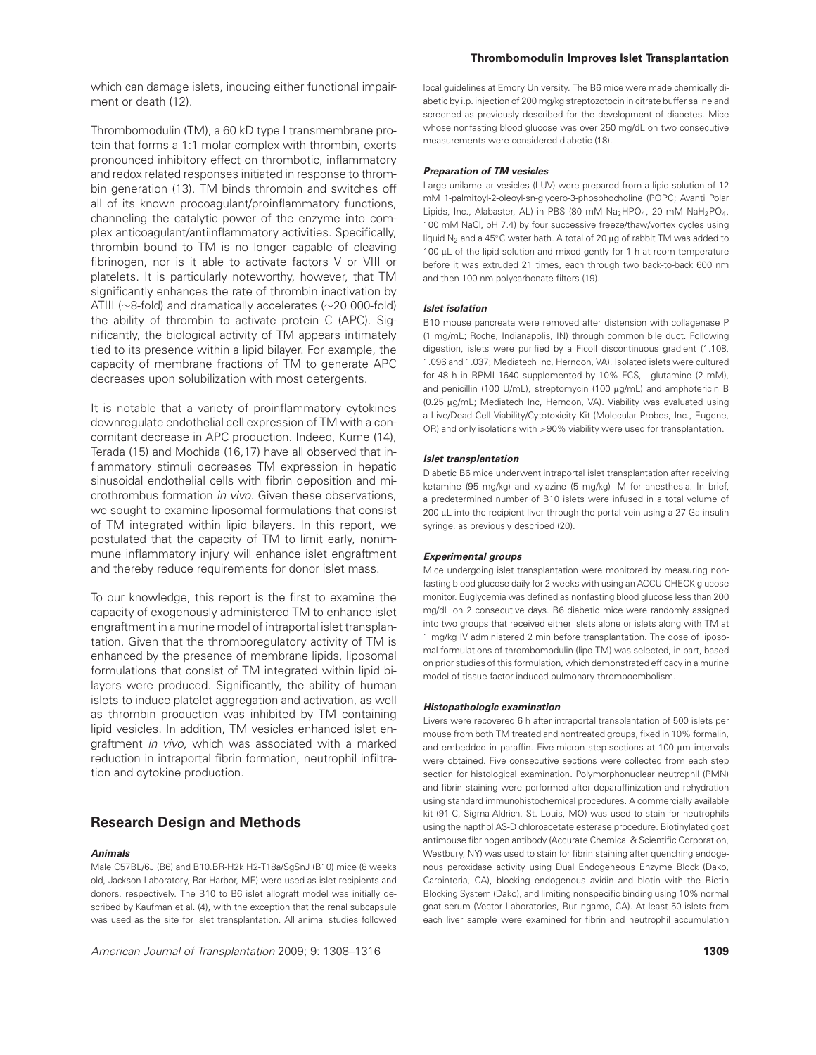which can damage islets, inducing either functional impairment or death (12).

Thrombomodulin (TM), a 60 kD type I transmembrane protein that forms a 1:1 molar complex with thrombin, exerts pronounced inhibitory effect on thrombotic, inflammatory and redox related responses initiated in response to thrombin generation (13). TM binds thrombin and switches off all of its known procoagulant/proinflammatory functions, channeling the catalytic power of the enzyme into complex anticoagulant/antiinflammatory activities. Specifically, thrombin bound to TM is no longer capable of cleaving fibrinogen, nor is it able to activate factors V or VIII or platelets. It is particularly noteworthy, however, that TM significantly enhances the rate of thrombin inactivation by ATIII (~8-fold) and dramatically accelerates (~20 000-fold) the ability of thrombin to activate protein C (APC). Significantly, the biological activity of TM appears intimately tied to its presence within a lipid bilayer. For example, the capacity of membrane fractions of TM to generate APC decreases upon solubilization with most detergents.

It is notable that a variety of proinflammatory cytokines downregulate endothelial cell expression of TM with a concomitant decrease in APC production. Indeed, Kume (14), Terada (15) and Mochida (16,17) have all observed that inflammatory stimuli decreases TM expression in hepatic sinusoidal endothelial cells with fibrin deposition and microthrombus formation *in vivo*. Given these observations, we sought to examine liposomal formulations that consist of TM integrated within lipid bilayers. In this report, we postulated that the capacity of TM to limit early, nonimmune inflammatory injury will enhance islet engraftment and thereby reduce requirements for donor islet mass.

To our knowledge, this report is the first to examine the capacity of exogenously administered TM to enhance islet engraftment in a murine model of intraportal islet transplantation. Given that the thromboregulatory activity of TM is enhanced by the presence of membrane lipids, liposomal formulations that consist of TM integrated within lipid bilayers were produced. Significantly, the ability of human islets to induce platelet aggregation and activation, as well as thrombin production was inhibited by TM containing lipid vesicles. In addition, TM vesicles enhanced islet engraftment *in vivo*, which was associated with a marked reduction in intraportal fibrin formation, neutrophil infiltration and cytokine production.

## Research Design and Methods

#### *Animals*

Male C57BL/6J (B6) and B10.BR-H2k H2-T18a/SgSnJ (B10) mice (8 weeks old, Jackson Laboratory, Bar Harbor, ME) were used as islet recipients and donors, respectively. The B10 to B6 islet allograft model was initially described by Kaufman et al. (4), with the exception that the renal subcapsule was used as the site for islet transplantation. All animal studies followed local guidelines at Emory University. The B6 mice were made chemically diabetic by i.p. injection of 200 mg/kg streptozotocin in citrate buffer saline and screened as previously described for the development of diabetes. Mice whose nonfasting blood glucose was over 250 mg/dL on two consecutive measurements were considered diabetic (18).

#### *Preparation of TM vesicles*

Large unilamellar vesicles (LUV) were prepared from a lipid solution of 12 mM 1-palmitoyl-2-oleoyl-sn-glycero-3-phosphocholine (POPC; Avanti Polar Lipids, Inc., Alabaster, AL) in PBS (80 mM $Na_2HPO_4$, 20 mM $NaH_2PO_4$, 100 mM NaCl, pH 7.4) by four successive freeze/thaw/vortex cycles using liquid $N_2$ and a 45°C water bath. A total of 20 μg of rabbit TM was added to 100 μL of the lipid solution and mixed gently for 1 h at room temperature before it was extruded 21 times, each through two back-to-back 600 nm and then 100 nm polycarbonate filters (19).

#### *Islet isolation*

B10 mouse pancreata were removed after distension with collagenase P (1 mg/mL; Roche, Indianapolis, IN) through common bile duct. Following digestion, islets were purified by a Ficoll discontinuous gradient (1.108, 1.096 and 1.037; Mediatech Inc, Herndon, VA). Isolated islets were cultured for 48 h in RPMI 1640 supplemented by 10% FCS, L-glutamine (2 mM), and penicillin (100 U/mL), streptomycin (100 μg/mL) and amphotericin B (0.25 μg/mL; Mediatech Inc, Herndon, VA). Viability was evaluated using a Live/Dead Cell Viability/Cytotoxicity Kit (Molecular Probes, Inc., Eugene, OR) and only isolations with >90% viability were used for transplantation.

#### *Islet transplantation*

Diabetic B6 mice underwent intraportal islet transplantation after receiving ketamine (95 mg/kg) and xylazine (5 mg/kg) IM for anesthesia. In brief, a predetermined number of B10 islets were infused in a total volume of 200 μL into the recipient liver through the portal vein using a 27 Ga insulin syringe, as previously described (20).

#### *Experimental groups*

Mice undergoing islet transplantation were monitored by measuring nonfasting blood glucose daily for 2 weeks with using an ACCU-CHECK glucose monitor. Euglycemia was defined as nonfasting blood glucose less than 200 mg/dL on 2 consecutive days. B6 diabetic mice were randomly assigned into two groups that received either islets alone or islets along with TM at 1 mg/kg IV administered 2 min before transplantation. The dose of liposomal formulations of thrombomodulin (lipo-TM) was selected, in part, based on prior studies of this formulation, which demonstrated efficacy in a murine model of tissue factor induced pulmonary thromboembolism.

#### *Histopathologic examination*

Livers were recovered 6 h after intraportal transplantation of 500 islets per mouse from both TM treated and nontreated groups, fixed in 10% formalin, and embedded in paraffin. Five-micron step-sections at 100 μm intervals were obtained. Five consecutive sections were collected from each step section for histological examination. Polymorphonuclear neutrophil (PMN) and fibrin staining were performed after deparaffinization and rehydration using standard immunohistochemical procedures. A commercially available kit (91-C, Sigma-Aldrich, St. Louis, MO) was used to stain for neutrophils using the napthol AS-D chloroacetate esterase procedure. Biotinylated goat antimouse fibrinogen antibody (Accurate Chemical & Scientific Corporation, Westbury, NY) was used to stain for fibrin staining after quenching endogenous peroxidase activity using Dual Endogeneous Enzyme Block (Dako, Carpinteria, CA), blocking endogenous avidin and biotin with the Biotin Blocking System (Dako), and limiting nonspecific binding using 10% normal goat serum (Vector Laboratories, Burlingame, CA). At least 50 islets from each liver sample were examined for fibrin and neutrophil accumulation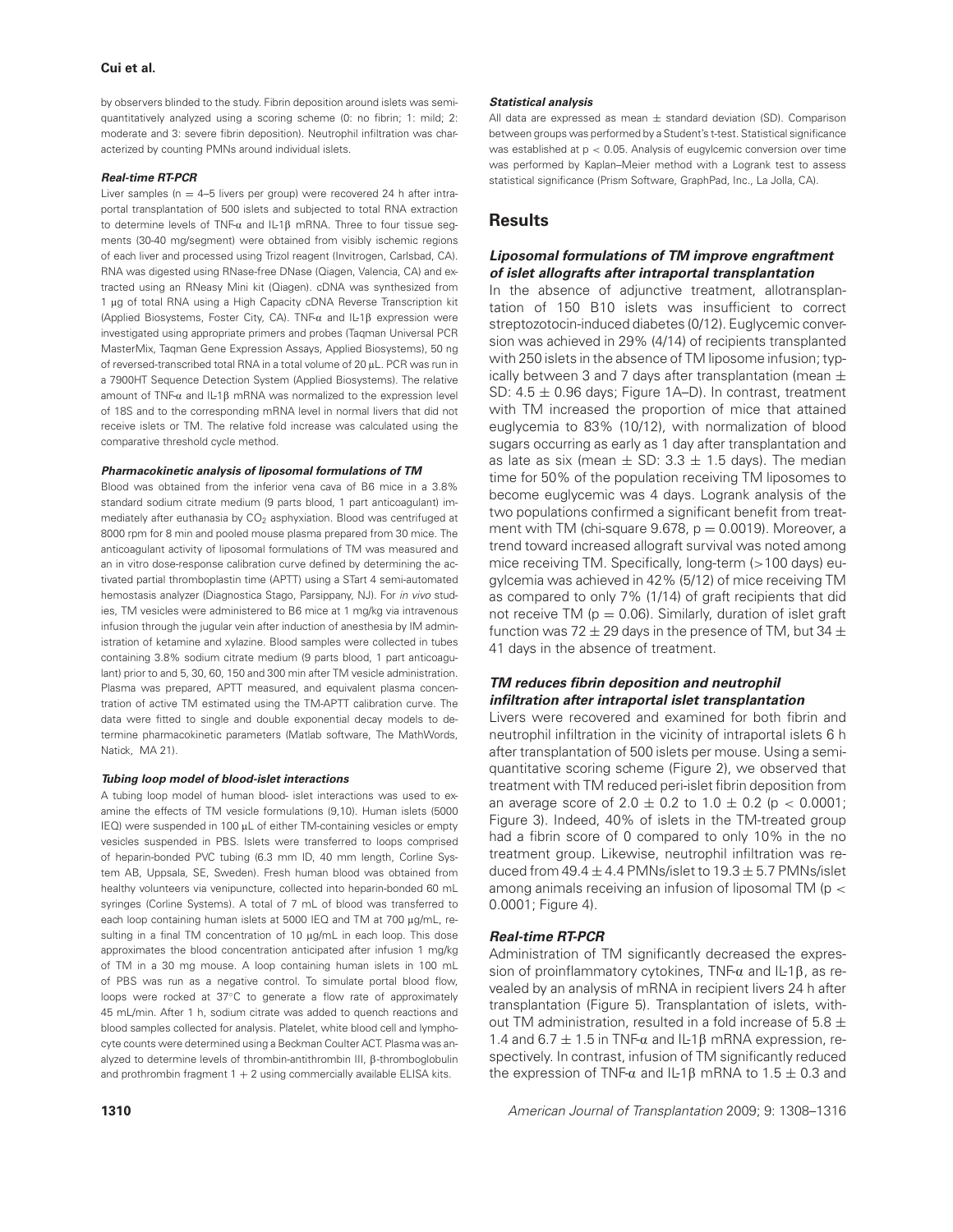by observers blinded to the study. Fibrin deposition around islets was semi-quantitatively analyzed using a scoring scheme (0: no fibrin; 1: mild; 2: moderate and 3: severe fibrin deposition). Neutrophil infiltration was characterized by counting PMNs around individual islets.

#### *Real-time RT-PCR*

Liver samples (n = 4–5 livers per group) were recovered 24 h after intraportal transplantation of 500 islets and subjected to total RNA extraction to determine levels of TNF-$\alpha$ and IL-1$\beta$ mRNA. Three to four tissue segments (30-40 mg/segment) were obtained from visibly ischemic regions of each liver and processed using Trizol reagent (Invitrogen, Carlsbad, CA). RNA was digested using RNase-free DNase (Qiagen, Valencia, CA) and extracted using an RNeasy Mini kit (Qiagen). cDNA was synthesized from 1 μg of total RNA using a High Capacity cDNA Reverse Transcription kit (Applied Biosystems, Foster City, CA). TNF-$\alpha$ and IL-1$\beta$ expression were investigated using appropriate primers and probes (Taqman Universal PCR MasterMix, Taqman Gene Expression Assays, Applied Biosystems), 50 ng of reversed-transcribed total RNA in a total volume of 20 μL. PCR was run in a 7900HT Sequence Detection System (Applied Biosystems). The relative amount of TNF-$\alpha$ and IL-1$\beta$ mRNA was normalized to the expression level of 18S and to the corresponding mRNA level in normal livers that did not receive islets or TM. The relative fold increase was calculated using the comparative threshold cycle method.

#### *Pharmacokinetic analysis of liposomal formulations of TM*

Blood was obtained from the inferior vena cava of B6 mice in a 3.8% standard sodium citrate medium (9 parts blood, 1 part anticoagulant) immediately after euthanasia by $CO_2$ asphyxiation. Blood was centrifuged at 8000 rpm for 8 min and pooled mouse plasma prepared from 30 mice. The anticoagulant activity of liposomal formulations of TM was measured and an in vitro dose-response calibration curve defined by determining the activated partial thromboplastin time (APTT) using a STart 4 semi-automated hemostasis analyzer (Diagnostica Stago, Parsippany, NJ). For *in vivo* studies, TM vesicles were administered to B6 mice at 1 mg/kg via intravenous infusion through the jugular vein after induction of anesthesia by IM administration of ketamine and xylazine. Blood samples were collected in tubes containing 3.8% sodium citrate medium (9 parts blood, 1 part anticoagulant) prior to and 5, 30, 60, 150 and 300 min after TM vesicle administration. Plasma was prepared, APTT measured, and equivalent plasma concentration of active TM estimated using the TM-APTT calibration curve. The data were fitted to single and double exponential decay models to determine pharmacokinetic parameters (Matlab software, The MathWords, Natick, MA 21).

#### *Tubing loop model of blood-islet interactions*

A tubing loop model of human blood- islet interactions was used to examine the effects of TM vesicle formulations (9,10). Human islets (5000 IEQ) were suspended in 100 μL of either TM-containing vesicles or empty vesicles suspended in PBS. Islets were transferred to loops comprised of heparin-bonded PVC tubing (6.3 mm ID, 40 mm length, Corline System AB, Uppsala, SE, Sweden). Fresh human blood was obtained from healthy volunteers via venipuncture, collected into heparin-bonded 60 mL syringes (Corline Systems). A total of 7 mL of blood was transferred to each loop containing human islets at 5000 IEQ and TM at 700 μg/mL, resulting in a final TM concentration of 10 μg/mL in each loop. This dose approximates the blood concentration anticipated after infusion 1 mg/kg of TM in a 30 mg mouse. A loop containing human islets in 100 mL of PBS was run as a negative control. To simulate portal blood flow, loops were rocked at 37°C to generate a flow rate of approximately 45 mL/min. After 1 h, sodium citrate was added to quench reactions and blood samples collected for analysis. Platelet, white blood cell and lymphocyte counts were determined using a Beckman Coulter ACT. Plasma was analyzed to determine levels of thrombin-antithrombin III, $\beta$-thromboglobulin and prothrombin fragment 1 + 2 using commercially available ELISA kits.

#### *Statistical analysis*

All data are expressed as mean ± standard deviation (SD). Comparison between groups was performed by a Student's t-test. Statistical significance was established at $p < 0.05$. Analysis of eugylcemic conversion over time was performed by Kaplan–Meier method with a Logrank test to assess statistical significance (Prism Software, GraphPad, Inc., La Jolla, CA).

## Results

### *Liposomal formulations of TM improve engraftment of islet allografts after intraportal transplantation*

In the absence of adjunctive treatment, allotransplantation of 150 B10 islets was insufficient to correct streptozotocin-induced diabetes (0/12). Euglycemic conversion was achieved in 29% (4/14) of recipients transplanted with 250 islets in the absence of TM liposome infusion; typically between 3 and 7 days after transplantation (mean ± SD: 4.5 ± 0.96 days; Figure 1A–D). In contrast, treatment with TM increased the proportion of mice that attained euglycemia to 83% (10/12), with normalization of blood sugars occurring as early as 1 day after transplantation and as late as six (mean ± SD: 3.3 ± 1.5 days). The median time for 50% of the population receiving TM liposomes to become euglycemic was 4 days. Logrank analysis of the two populations confirmed a significant benefit from treatment with TM (chi-square 9.678, $p = 0.0019$). Moreover, a trend toward increased allograft survival was noted among mice receiving TM. Specifically, long-term (>100 days) euglycemia was achieved in 42% (5/12) of mice receiving TM as compared to only 7% (1/14) of graft recipients that did not receive TM ($p = 0.06$). Similarly, duration of islet graft function was 72 ± 29 days in the presence of TM, but 34 ± 41 days in the absence of treatment.

### *TM reduces fibrin deposition and neutrophil infiltration after intraportal islet transplantation*

Livers were recovered and examined for both fibrin and neutrophil infiltration in the vicinity of intraportal islets 6 h after transplantation of 500 islets per mouse. Using a semi-quantitative scoring scheme (Figure 2), we observed that treatment with TM reduced peri-islet fibrin deposition from an average score of 2.0 ± 0.2 to 1.0 ± 0.2 ($p < 0.0001$; Figure 3). Indeed, 40% of islets in the TM-treated group had a fibrin score of 0 compared to only 10% in the no treatment group. Likewise, neutrophil infiltration was reduced from 49.4 ± 4.4 PMNs/islet to 19.3 ± 5.7 PMNs/islet among animals receiving an infusion of liposomal TM ($p < 0.0001$; Figure 4).

### *Real-time RT-PCR*

Administration of TM significantly decreased the expression of proinflammatory cytokines, TNF-$\alpha$ and IL-1$\beta$, as revealed by an analysis of mRNA in recipient livers 24 h after transplantation (Figure 5). Transplantation of islets, without TM administration, resulted in a fold increase of 5.8 ± 1.4 and 6.7 ± 1.5 in TNF-$\alpha$ and IL-1$\beta$ mRNA expression, respectively. In contrast, infusion of TM significantly reduced the expression of TNF-$\alpha$ and IL-1$\beta$ mRNA to 1.5 ± 0.3 and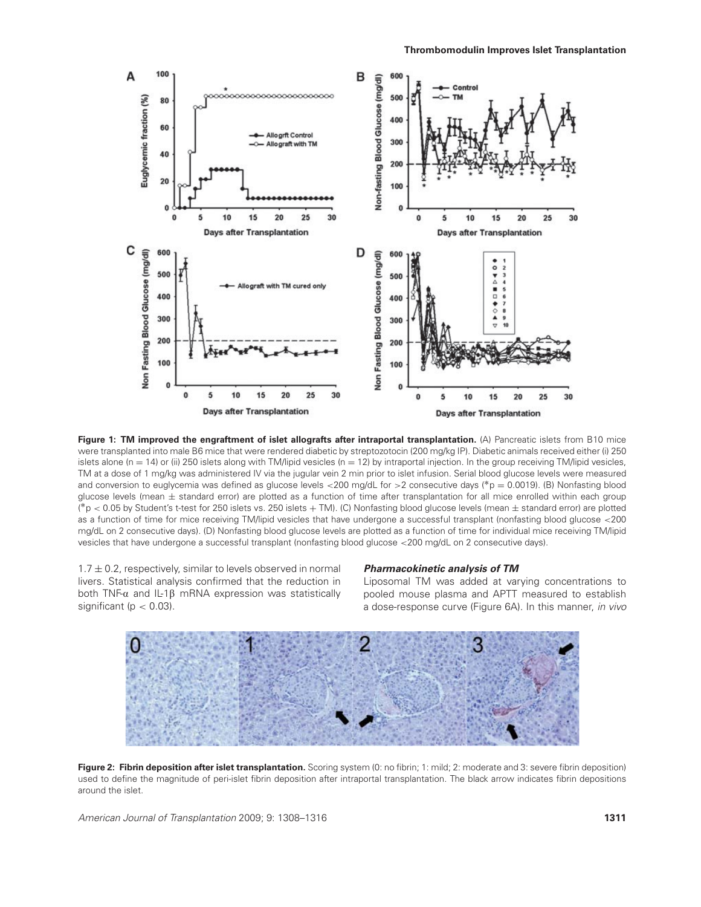**Figure 1: TM improved the engraftment of islet allografts after intraportal transplantation.** (A) Pancreatic islets from B10 mice were transplanted into male B6 mice that were rendered diabetic by streptozotocin (200 mg/kg IP). Diabetic animals received either (i) 250 islets alone (n = 14) or (ii) 250 islets along with TM/lipid vesicles (n = 12) by intraportal injection. In the group receiving TM/lipid vesicles, TM at a dose of 1 mg/kg was administered IV via the jugular vein 2 min prior to islet infusion. Serial blood glucose levels were measured and conversion to euglycemia was defined as glucose levels <200 mg/dL for >2 consecutive days (*p = 0.0019). (B) Nonfasting blood glucose levels (mean ± standard error) are plotted as a function of time after transplantation for all mice enrolled within each group (*p < 0.05 by Student's t-test for 250 islets vs. 250 islets + TM). (C) Nonfasting blood glucose levels (mean ± standard error) are plotted as a function of time for mice receiving TM/lipid vesicles that have undergone a successful transplant (nonfasting blood glucose <200 mg/dL on 2 consecutive days). (D) Nonfasting blood glucose levels are plotted as a function of time for individual mice receiving TM/lipid vesicles that have undergone a successful transplant (nonfasting blood glucose <200 mg/dL on 2 consecutive days).

$1.7 \pm 0.2$, respectively, similar to levels observed in normal livers. Statistical analysis confirmed that the reduction in both TNF-α and IL-1β mRNA expression was statistically significant ($p < 0.03$).

### *Pharmacokinetic analysis of TM*

Liposomal TM was added at varying concentrations to pooled mouse plasma and APTT measured to establish a dose-response curve (Figure 6A). In this manner, *in vivo*

**Figure 2: Fibrin deposition after islet transplantation.** Scoring system (0: no fibrin; 1: mild; 2: moderate and 3: severe fibrin deposition) used to define the magnitude of peri-islet fibrin deposition after intraportal transplantation. The black arrow indicates fibrin depositions around the islet.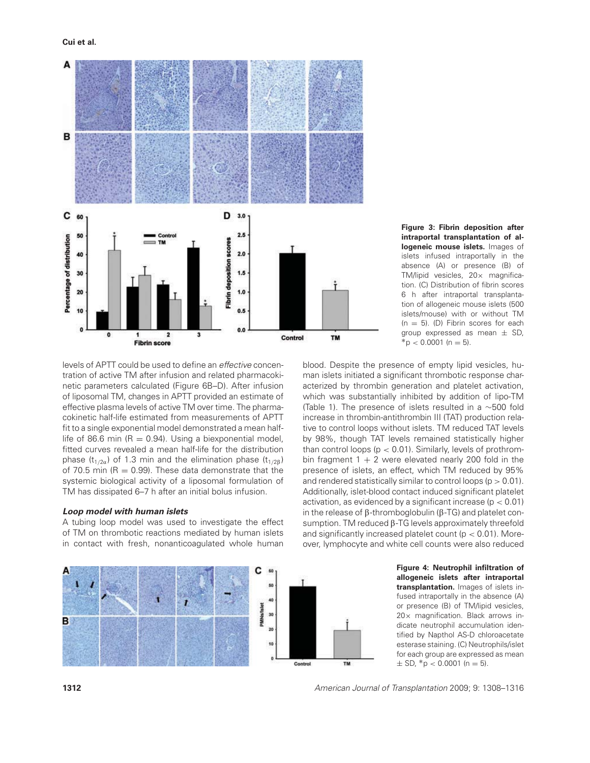**Figure 3: Fibrin deposition after intraportal transplantation of allogeneic mouse islets.** Images of islets infused intraportally in the absence (A) or presence (B) of TM/lipid vesicles, 20× magnification. (C) Distribution of fibrin scores 6 h after intraportal transplantation of allogeneic mouse islets (500 islets/mouse) with or without TM ($n = 5$). (D) Fibrin scores for each group expressed as mean ± SD, *$p < 0.0001$ ($n = 5$).

levels of APTT could be used to define an *effective* concentration of active TM after infusion and related pharmacokinetic parameters calculated (Figure 6B–D). After infusion of liposomal TM, changes in APTT provided an estimate of effective plasma levels of active TM over time. The pharmacokinetic half-life estimated from measurements of APTT fit to a single exponential model demonstrated a mean half-life of 86.6 min ($R = 0.94$). Using a biexponential model, fitted curves revealed a mean half-life for the distribution phase ($t_{1/2\alpha}$) of 1.3 min and the elimination phase ($t_{1/2\beta}$) of 70.5 min ($R = 0.99$). These data demonstrate that the systemic biological activity of a liposomal formulation of TM has dissipated 6–7 h after an initial bolus infusion.

### *Loop model with human islets*

A tubing loop model was used to investigate the effect of TM on thrombotic reactions mediated by human islets in contact with fresh, nonanticoagulated whole human blood. Despite the presence of empty lipid vesicles, human islets initiated a significant thrombotic response characterized by thrombin generation and platelet activation, which was substantially inhibited by addition of lipo-TM (Table 1). The presence of islets resulted in a ~500 fold increase in thrombin-antithrombin III (TAT) production relative to control loops without islets. TM reduced TAT levels by 98%, though TAT levels remained statistically higher than control loops ($p < 0.01$). Similarly, levels of prothrombin fragment 1 + 2 were elevated nearly 200 fold in the presence of islets, an effect, which TM reduced by 95% and rendered statistically similar to control loops ($p > 0.01$). Additionally, islet-blood contact induced significant platelet activation, as evidenced by a significant increase ($p < 0.01$) in the release of β-thromboglobulin (β-TG) and platelet consumption. TM reduced β-TG levels approximately threefold and significantly increased platelet count ($p < 0.01$). Moreover, lymphocyte and white cell counts were also reduced

**Figure 4: Neutrophil infiltration of allogeneic islets after intraportal transplantation.** Images of islets infused intraportally in the absence (A) or presence (B) of TM/lipid vesicles, 20× magnification. Black arrows indicate neutrophil accumulation identified by Napthol AS-D chloroacetate esterase staining. (C) Neutrophils/islet for each group are expressed as mean ± SD, *$p < 0.0001$ ($n = 5$).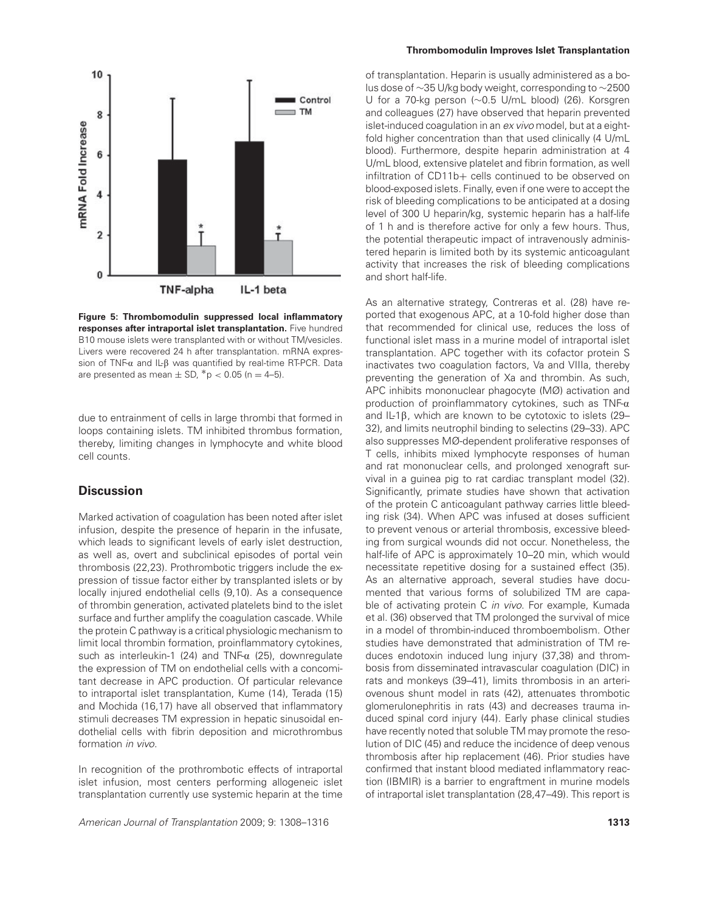**Figure 5: Thrombomodulin suppressed local inflammatory responses after intraportal islet transplantation.** Five hundred B10 mouse islets were transplanted with or without TM/vesicles. Livers were recovered 24 h after transplantation. mRNA expression of TNF-$\alpha$ and IL-$\beta$ was quantified by real-time RT-PCR. Data are presented as mean $\pm$ SD, $^{*}p < 0.05$ (n = 4–5).

due to entrainment of cells in large thrombi that formed in loops containing islets. TM inhibited thrombus formation, thereby, limiting changes in lymphocyte and white blood cell counts.

## Discussion

Marked activation of coagulation has been noted after islet infusion, despite the presence of heparin in the infusate, which leads to significant levels of early islet destruction, as well as, overt and subclinical episodes of portal vein thrombosis (22,23). Prothrombotic triggers include the expression of tissue factor either by transplanted islets or by locally injured endothelial cells (9,10). As a consequence of thrombin generation, activated platelets bind to the islet surface and further amplify the coagulation cascade. While the protein C pathway is a critical physiologic mechanism to limit local thrombin formation, proinflammatory cytokines, such as interleukin-1 (24) and TNF-$\alpha$ (25), downregulate the expression of TM on endothelial cells with a concomitant decrease in APC production. Of particular relevance to intraportal islet transplantation, Kume (14), Terada (15) and Mochida (16,17) have all observed that inflammatory stimuli decreases TM expression in hepatic sinusoidal endothelial cells with fibrin deposition and microthrombus formation *in vivo*.

In recognition of the prothrombotic effects of intraportal islet infusion, most centers performing allogeneic islet transplantation currently use systemic heparin at the time of transplantation. Heparin is usually administered as a bolus dose of ~35 U/kg body weight, corresponding to ~2500 U for a 70-kg person (~0.5 U/mL blood) (26). Korsgren and colleagues (27) have observed that heparin prevented islet-induced coagulation in an *ex vivo* model, but at a eight-fold higher concentration than that used clinically (4 U/mL blood). Furthermore, despite heparin administration at 4 U/mL blood, extensive platelet and fibrin formation, as well infiltration of CD11b+ cells continued to be observed on blood-exposed islets. Finally, even if one were to accept the risk of bleeding complications to be anticipated at a dosing level of 300 U heparin/kg, systemic heparin has a half-life of 1 h and is therefore active for only a few hours. Thus, the potential therapeutic impact of intravenously administered heparin is limited both by its systemic anticoagulant activity that increases the risk of bleeding complications and short half-life.

As an alternative strategy, Contreras et al. (28) have reported that exogenous APC, at a 10-fold higher dose than that recommended for clinical use, reduces the loss of functional islet mass in a murine model of intraportal islet transplantation. APC together with its cofactor protein S inactivates two coagulation factors, Va and VIIIa, thereby preventing the generation of Xa and thrombin. As such, APC inhibits mononuclear phagocyte (MØ) activation and production of proinflammatory cytokines, such as TNF-$\alpha$ and IL-1$\beta$, which are known to be cytotoxic to islets (29–32), and limits neutrophil binding to selectins (29–33). APC also suppresses MØ-dependent proliferative responses of T cells, inhibits mixed lymphocyte responses of human and rat mononuclear cells, and prolonged xenograft survival in a guinea pig to rat cardiac transplant model (32). Significantly, primate studies have shown that activation of the protein C anticoagulant pathway carries little bleeding risk (34). When APC was infused at doses sufficient to prevent venous or arterial thrombosis, excessive bleeding from surgical wounds did not occur. Nonetheless, the half-life of APC is approximately 10–20 min, which would necessitate repetitive dosing for a sustained effect (35). As an alternative approach, several studies have documented that various forms of solubilized TM are capable of activating protein C *in vivo*. For example, Kumada et al. (36) observed that TM prolonged the survival of mice in a model of thrombin-induced thromboembolism. Other studies have demonstrated that administration of TM reduces endotoxin induced lung injury (37,38) and thrombosis from disseminated intravascular coagulation (DIC) in rats and monkeys (39–41), limits thrombosis in an arteriovenous shunt model in rats (42), attenuates thrombotic glomerulonephritis in rats (43) and decreases trauma induced spinal cord injury (44). Early phase clinical studies have recently noted that soluble TM may promote the resolution of DIC (45) and reduce the incidence of deep venous thrombosis after hip replacement (46). Prior studies have confirmed that instant blood mediated inflammatory reaction (IBMIR) is a barrier to engraftment in murine models of intraportal islet transplantation (28,47–49). This report is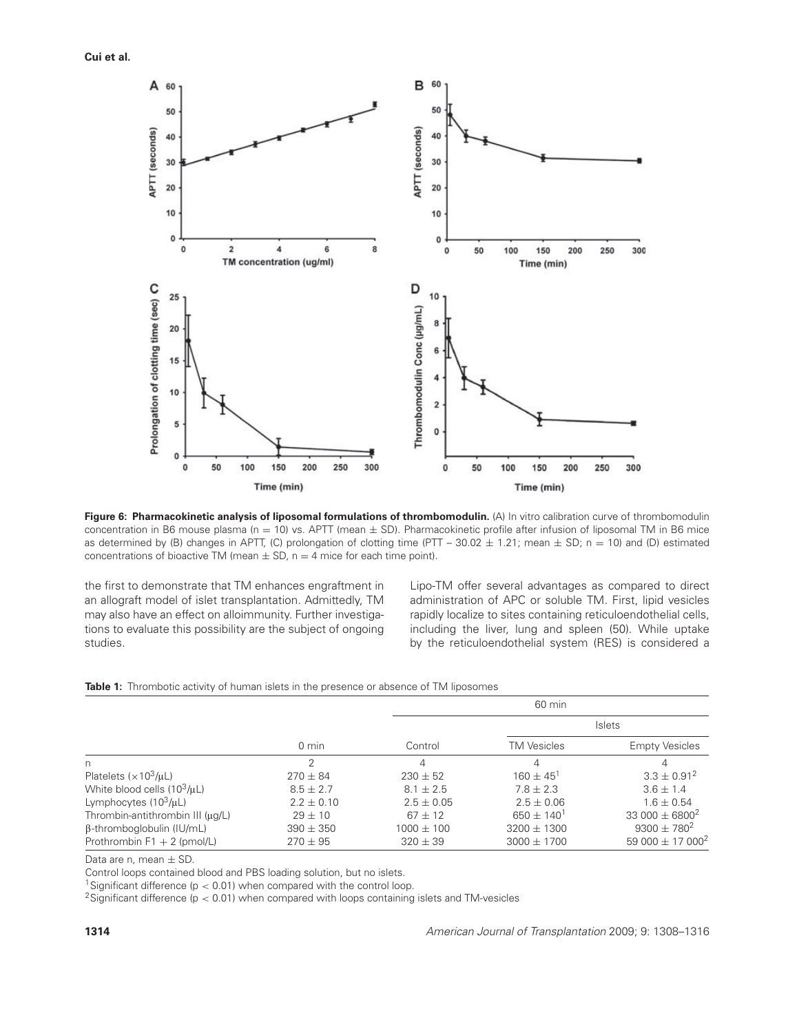**Figure 6: Pharmacokinetic analysis of liposomal formulations of thrombomodulin.** (A) In vitro calibration curve of thrombomodulin concentration in B6 mouse plasma (n = 10) vs. APTT (mean ± SD). Pharmacokinetic profile after infusion of liposomal TM in B6 mice as determined by (B) changes in APTT, (C) prolongation of clotting time (PTT – 30.02 ± 1.21; mean ± SD; n = 10) and (D) estimated concentrations of bioactive TM (mean ± SD, n = 4 mice for each time point).

the first to demonstrate that TM enhances engraftment in an allograft model of islet transplantation. Admittedly, TM may also have an effect on alloimmunity. Further investigations to evaluate this possibility are the subject of ongoing studies.

Lipo-TM offer several advantages as compared to direct administration of APC or soluble TM. First, lipid vesicles rapidly localize to sites containing reticuloendothelial cells, including the liver, lung and spleen (50). While uptake by the reticuloendothelial system (RES) is considered a

**Table 1:** Thrombotic activity of human islets in the presence or absence of TM liposomes

| | | 60 min | | |
|---|---|---|---|---|
| | | | Islets | |
| | 0 min | Control | TM Vesicles | Empty Vesicles |
| n | 2 | 4 | 4 | 4 |
| Platelets ($\times 10^3/\mu L$) | 270 ± 84 | 230 ± 52 | 160 ± 45[1] | 3.3 ± 0.91[2] |
| White blood cells ($10^3/\mu L$) | 8.5 ± 2.7 | 8.1 ± 2.5 | 7.8 ± 2.3 | 3.6 ± 1.4 |
| Lymphocytes ($10^3/\mu L$) | 2.2 ± 0.10 | 2.5 ± 0.05 | 2.5 ± 0.06 | 1.6 ± 0.54 |
| Thrombin-antithrombin III ($\mu g/L$) | 29 ± 10 | 67 ± 12 | 650 ± 140[1] | 33 000 ± 6800[2] |
| β-thromboglobulin (IU/mL) | 390 ± 350 | 1000 ± 100 | 3200 ± 1300 | 9300 ± 780[2] |
| Prothrombin F1 + 2 (pmol/L) | 270 ± 95 | 320 ± 39 | 3000 ± 1700 | 59 000 ± 17 000[2] |

Data are n, mean ± SD.

Control loops contained blood and PBS loading solution, but no islets.

[1]Significant difference ($p < 0.01$) when compared with the control loop.

[2]Significant difference ($p < 0.01$) when compared with loops containing islets and TM-vesicles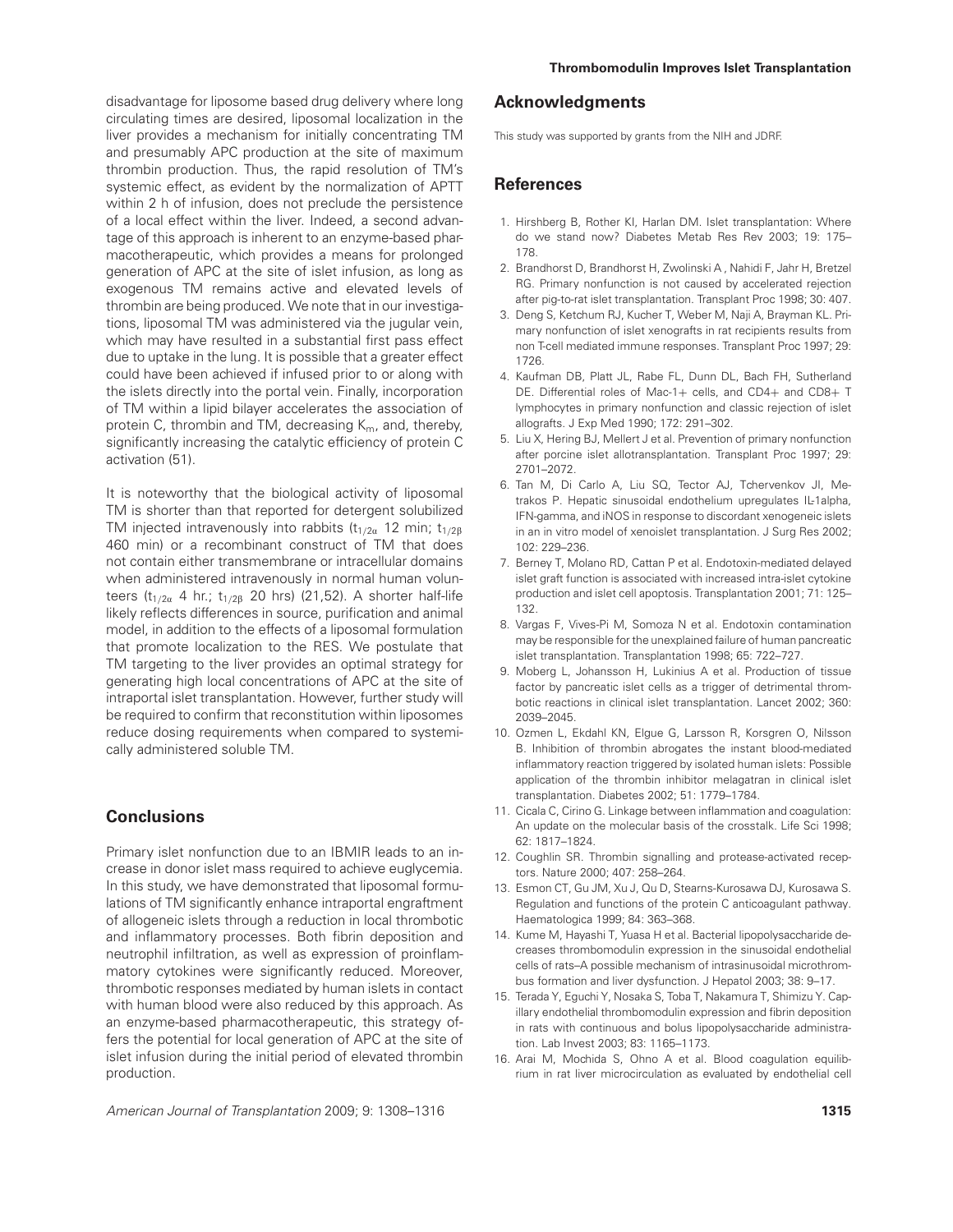disadvantage for liposome based drug delivery where long circulating times are desired, liposomal localization in the liver provides a mechanism for initially concentrating TM and presumably APC production at the site of maximum thrombin production. Thus, the rapid resolution of TM's systemic effect, as evident by the normalization of APTT within 2 h of infusion, does not preclude the persistence of a local effect within the liver. Indeed, a second advantage of this approach is inherent to an enzyme-based pharmacotherapeutic, which provides a means for prolonged generation of APC at the site of islet infusion, as long as exogenous TM remains active and elevated levels of thrombin are being produced. We note that in our investigations, liposomal TM was administered via the jugular vein, which may have resulted in a substantial first pass effect due to uptake in the lung. It is possible that a greater effect could have been achieved if infused prior to or along with the islets directly into the portal vein. Finally, incorporation of TM within a lipid bilayer accelerates the association of protein C, thrombin and TM, decreasing $K_m$, and, thereby, significantly increasing the catalytic efficiency of protein C activation (51).

It is noteworthy that the biological activity of liposomal TM is shorter than that reported for detergent solubilized TM injected intravenously into rabbits ($t_{1/2\alpha}$ 12 min; $t_{1/2\beta}$ 460 min) or a recombinant construct of TM that does not contain either transmembrane or intracellular domains when administered intravenously in normal human volunteers ($t_{1/2\alpha}$ 4 hr.; $t_{1/2\beta}$ 20 hrs) (21,52). A shorter half-life likely reflects differences in source, purification and animal model, in addition to the effects of a liposomal formulation that promote localization to the RES. We postulate that TM targeting to the liver provides an optimal strategy for generating high local concentrations of APC at the site of intraportal islet transplantation. However, further study will be required to confirm that reconstitution within liposomes reduce dosing requirements when compared to systemically administered soluble TM.

## Conclusions

Primary islet nonfunction due to an IBMIR leads to an increase in donor islet mass required to achieve euglycemia. In this study, we have demonstrated that liposomal formulations of TM significantly enhance intraportal engraftment of allogeneic islets through a reduction in local thrombotic and inflammatory processes. Both fibrin deposition and neutrophil infiltration, as well as expression of proinflammatory cytokines were significantly reduced. Moreover, thrombotic responses mediated by human islets in contact with human blood were also reduced by this approach. As an enzyme-based pharmacotherapeutic, this strategy offers the potential for local generation of APC at the site of islet infusion during the initial period of elevated thrombin production.

## Acknowledgments

This study was supported by grants from the NIH and JDRF.

## References

1. Hirshberg B, Rother KI, Harlan DM. Islet transplantation: Where do we stand now? Diabetes Metab Res Rev 2003; 19: 175–178.
2. Brandhorst D, Brandhorst H, Zwolinski A , Nahidi F, Jahr H, Bretzel RG. Primary nonfunction is not caused by accelerated rejection after pig-to-rat islet transplantation. Transplant Proc 1998; 30: 407.
3. Deng S, Ketchum RJ, Kucher T, Weber M, Naji A, Brayman KL. Primary nonfunction of islet xenografts in rat recipients results from non T-cell mediated immune responses. Transplant Proc 1997; 29: 1726.
4. Kaufman DB, Platt JL, Rabe FL, Dunn DL, Bach FH, Sutherland DE. Differential roles of Mac-1+ cells, and CD4+ and CD8+ T lymphocytes in primary nonfunction and classic rejection of islet allografts. J Exp Med 1990; 172: 291–302.
5. Liu X, Hering BJ, Mellert J et al. Prevention of primary nonfunction after porcine islet allotransplantation. Transplant Proc 1997; 29: 2701–2072.
6. Tan M, Di Carlo A, Liu SQ, Tector AJ, Tchervenkov JI, Metrakos P. Hepatic sinusoidal endothelium upregulates IL-1alpha, IFN-gamma, and iNOS in response to discordant xenogeneic islets in an in vitro model of xenoislet transplantation. J Surg Res 2002; 102: 229–236.
7. Berney T, Molano RD, Cattan P et al. Endotoxin-mediated delayed islet graft function is associated with increased intra-islet cytokine production and islet cell apoptosis. Transplantation 2001; 71: 125–132.
8. Vargas F, Vives-Pi M, Somoza N et al. Endotoxin contamination may be responsible for the unexplained failure of human pancreatic islet transplantation. Transplantation 1998; 65: 722–727.
9. Moberg L, Johansson H, Lukinius A et al. Production of tissue factor by pancreatic islet cells as a trigger of detrimental thrombotic reactions in clinical islet transplantation. Lancet 2002; 360: 2039–2045.
10. Ozmen L, Ekdahl KN, Elgue G, Larsson R, Korsgren O, Nilsson B. Inhibition of thrombin abrogates the instant blood-mediated inflammatory reaction triggered by isolated human islets: Possible application of the thrombin inhibitor melagatran in clinical islet transplantation. Diabetes 2002; 51: 1779–1784.
11. Cicala C, Cirino G. Linkage between inflammation and coagulation: An update on the molecular basis of the crosstalk. Life Sci 1998; 62: 1817–1824.
12. Coughlin SR. Thrombin signalling and protease-activated receptors. Nature 2000; 407: 258–264.
13. Esmon CT, Gu JM, Xu J, Qu D, Stearns-Kurosawa DJ, Kurosawa S. Regulation and functions of the protein C anticoagulant pathway. Haematologica 1999; 84: 363–368.
14. Kume M, Hayashi T, Yuasa H et al. Bacterial lipopolysaccharide decreases thrombomodulin expression in the sinusoidal endothelial cells of rats–A possible mechanism of intrasinusoidal microthrombus formation and liver dysfunction. J Hepatol 2003; 38: 9–17.
15. Terada Y, Eguchi Y, Nosaka S, Toba T, Nakamura T, Shimizu Y. Capillary endothelial thrombomodulin expression and fibrin deposition in rats with continuous and bolus lipopolysaccharide administration. Lab Invest 2003; 83: 1165–1173.
16. Arai M, Mochida S, Ohno A et al. Blood coagulation equilibrium in rat liver microcirculation as evaluated by endothelial cell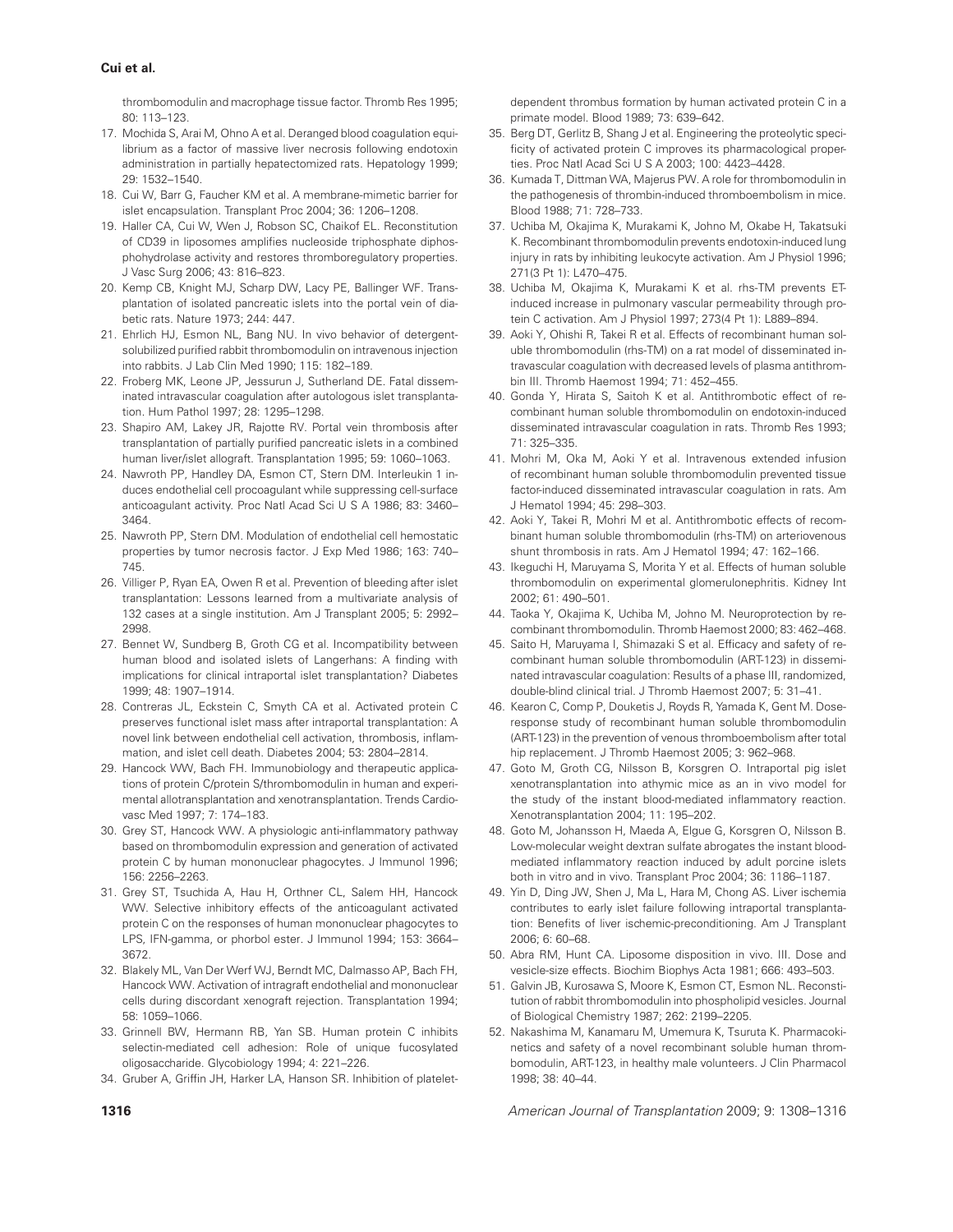thrombomodulin and macrophage tissue factor. Thromb Res 1995; 80: 113–123.

17. Mochida S, Arai M, Ohno A et al. Deranged blood coagulation equilibrium as a factor of massive liver necrosis following endotoxin administration in partially hepatectomized rats. Hepatology 1999; 29: 1532–1540.
18. Cui W, Barr G, Faucher KM et al. A membrane-mimetic barrier for islet encapsulation. Transplant Proc 2004; 36: 1206–1208.
19. Haller CA, Cui W, Wen J, Robson SC, Chaikof EL. Reconstitution of CD39 in liposomes amplifies nucleoside triphosphate diphosphohydrolase activity and restores thromboregulatory properties. J Vasc Surg 2006; 43: 816–823.
20. Kemp CB, Knight MJ, Scharp DW, Lacy PE, Ballinger WF. Transplantation of isolated pancreatic islets into the portal vein of diabetic rats. Nature 1973; 244: 447.
21. Ehrlich HJ, Esmon NL, Bang NU. In vivo behavior of detergent-solubilized purified rabbit thrombomodulin on intravenous injection into rabbits. J Lab Clin Med 1990; 115: 182–189.
22. Froberg MK, Leone JP, Jessurun J, Sutherland DE. Fatal disseminated intravascular coagulation after autologous islet transplantation. Hum Pathol 1997; 28: 1295–1298.
23. Shapiro AM, Lakey JR, Rajotte RV. Portal vein thrombosis after transplantation of partially purified pancreatic islets in a combined human liver/islet allograft. Transplantation 1995; 59: 1060–1063.
24. Nawroth PP, Handley DA, Esmon CT, Stern DM. Interleukin 1 induces endothelial cell procoagulant while suppressing cell-surface anticoagulant activity. Proc Natl Acad Sci U S A 1986; 83: 3460–3464.
25. Nawroth PP, Stern DM. Modulation of endothelial cell hemostatic properties by tumor necrosis factor. J Exp Med 1986; 163: 740–745.
26. Villiger P, Ryan EA, Owen R et al. Prevention of bleeding after islet transplantation: Lessons learned from a multivariate analysis of 132 cases at a single institution. Am J Transplant 2005; 5: 2992–2998.
27. Bennet W, Sundberg B, Groth CG et al. Incompatibility between human blood and isolated islets of Langerhans: A finding with implications for clinical intraportal islet transplantation? Diabetes 1999; 48: 1907–1914.
28. Contreras JL, Eckstein C, Smyth CA et al. Activated protein C preserves functional islet mass after intraportal transplantation: A novel link between endothelial cell activation, thrombosis, inflammation, and islet cell death. Diabetes 2004; 53: 2804–2814.
29. Hancock WW, Bach FH. Immunobiology and therapeutic applications of protein C/protein S/thrombomodulin in human and experimental allotransplantation and xenotransplantation. Trends Cardiovasc Med 1997; 7: 174–183.
30. Grey ST, Hancock WW. A physiologic anti-inflammatory pathway based on thrombomodulin expression and generation of activated protein C by human mononuclear phagocytes. J Immunol 1996; 156: 2256–2263.
31. Grey ST, Tsuchida A, Hau H, Orthner CL, Salem HH, Hancock WW. Selective inhibitory effects of the anticoagulant activated protein C on the responses of human mononuclear phagocytes to LPS, IFN-gamma, or phorbol ester. J Immunol 1994; 153: 3664–3672.
32. Blakely ML, Van Der Werf WJ, Berndt MC, Dalmasso AP, Bach FH, Hancock WW. Activation of intragraft endothelial and mononuclear cells during discordant xenograft rejection. Transplantation 1994; 58: 1059–1066.
33. Grinnell BW, Hermann RB, Yan SB. Human protein C inhibits selectin-mediated cell adhesion: Role of unique fucosylated oligosaccharide. Glycobiology 1994; 4: 221–226.
34. Gruber A, Griffin JH, Harker LA, Hanson SR. Inhibition of platelet-dependent thrombus formation by human activated protein C in a primate model. Blood 1989; 73: 639–642.
35. Berg DT, Gerlitz B, Shang J et al. Engineering the proteolytic specificity of activated protein C improves its pharmacological properties. Proc Natl Acad Sci U S A 2003; 100: 4423–4428.
36. Kumada T, Dittman WA, Majerus PW. A role for thrombomodulin in the pathogenesis of thrombin-induced thromboembolism in mice. Blood 1988; 71: 728–733.
37. Uchiba M, Okajima K, Murakami K, Johno M, Okabe H, Takatsuki K. Recombinant thrombomodulin prevents endotoxin-induced lung injury in rats by inhibiting leukocyte activation. Am J Physiol 1996; 271(3 Pt 1): L470–475.
38. Uchiba M, Okajima K, Murakami K et al. rhs-TM prevents ET-induced increase in pulmonary vascular permeability through protein C activation. Am J Physiol 1997; 273(4 Pt 1): L889–894.
39. Aoki Y, Ohishi R, Takei R et al. Effects of recombinant human soluble thrombomodulin (rhs-TM) on a rat model of disseminated intravascular coagulation with decreased levels of plasma antithrombin III. Thromb Haemost 1994; 71: 452–455.
40. Gonda Y, Hirata S, Saitoh K et al. Antithrombotic effect of recombinant human soluble thrombomodulin on endotoxin-induced disseminated intravascular coagulation in rats. Thromb Res 1993; 71: 325–335.
41. Mohri M, Oka M, Aoki Y et al. Intravenous extended infusion of recombinant human soluble thrombomodulin prevented tissue factor-induced disseminated intravascular coagulation in rats. Am J Hematol 1994; 45: 298–303.
42. Aoki Y, Takei R, Mohri M et al. Antithrombotic effects of recombinant human soluble thrombomodulin (rhs-TM) on arteriovenous shunt thrombosis in rats. Am J Hematol 1994; 47: 162–166.
43. Ikeguchi H, Maruyama S, Morita Y et al. Effects of human soluble thrombomodulin on experimental glomerulonephritis. Kidney Int 2002; 61: 490–501.
44. Taoka Y, Okajima K, Uchiba M, Johno M. Neuroprotection by recombinant thrombomodulin. Thromb Haemost 2000; 83: 462–468.
45. Saito H, Maruyama I, Shimazaki S et al. Efficacy and safety of recombinant human soluble thrombomodulin (ART-123) in disseminated intravascular coagulation: Results of a phase III, randomized, double-blind clinical trial. J Thromb Haemost 2007; 5: 31–41.
46. Kearon C, Comp P, Douketis J, Royds R, Yamada K, Gent M. Dose-response study of recombinant human soluble thrombomodulin (ART-123) in the prevention of venous thromboembolism after total hip replacement. J Thromb Haemost 2005; 3: 962–968.
47. Goto M, Groth CG, Nilsson B, Korsgren O. Intraportal pig islet xenotransplantation into athymic mice as an in vivo model for the study of the instant blood-mediated inflammatory reaction. Xenotransplantation 2004; 11: 195–202.
48. Goto M, Johansson H, Maeda A, Elgue G, Korsgren O, Nilsson B. Low-molecular weight dextran sulfate abrogates the instant blood-mediated inflammatory reaction induced by adult porcine islets both in vitro and in vivo. Transplant Proc 2004; 36: 1186–1187.
49. Yin D, Ding JW, Shen J, Ma L, Hara M, Chong AS. Liver ischemia contributes to early islet failure following intraportal transplantation: Benefits of liver ischemic-preconditioning. Am J Transplant 2006; 6: 60–68.
50. Abra RM, Hunt CA. Liposome disposition in vivo. III. Dose and vesicle-size effects. Biochim Biophys Acta 1981; 666: 493–503.
51. Galvin JB, Kurosawa S, Moore K, Esmon CT, Esmon NL. Reconstitution of rabbit thrombomodulin into phospholipid vesicles. Journal of Biological Chemistry 1987; 262: 2199–2205.
52. Nakashima M, Kanamaru M, Umemura K, Tsuruta K. Pharmacokinetics and safety of a novel recombinant soluble human thrombomodulin, ART-123, in healthy male volunteers. J Clin Pharmacol 1998; 38: 40–44.